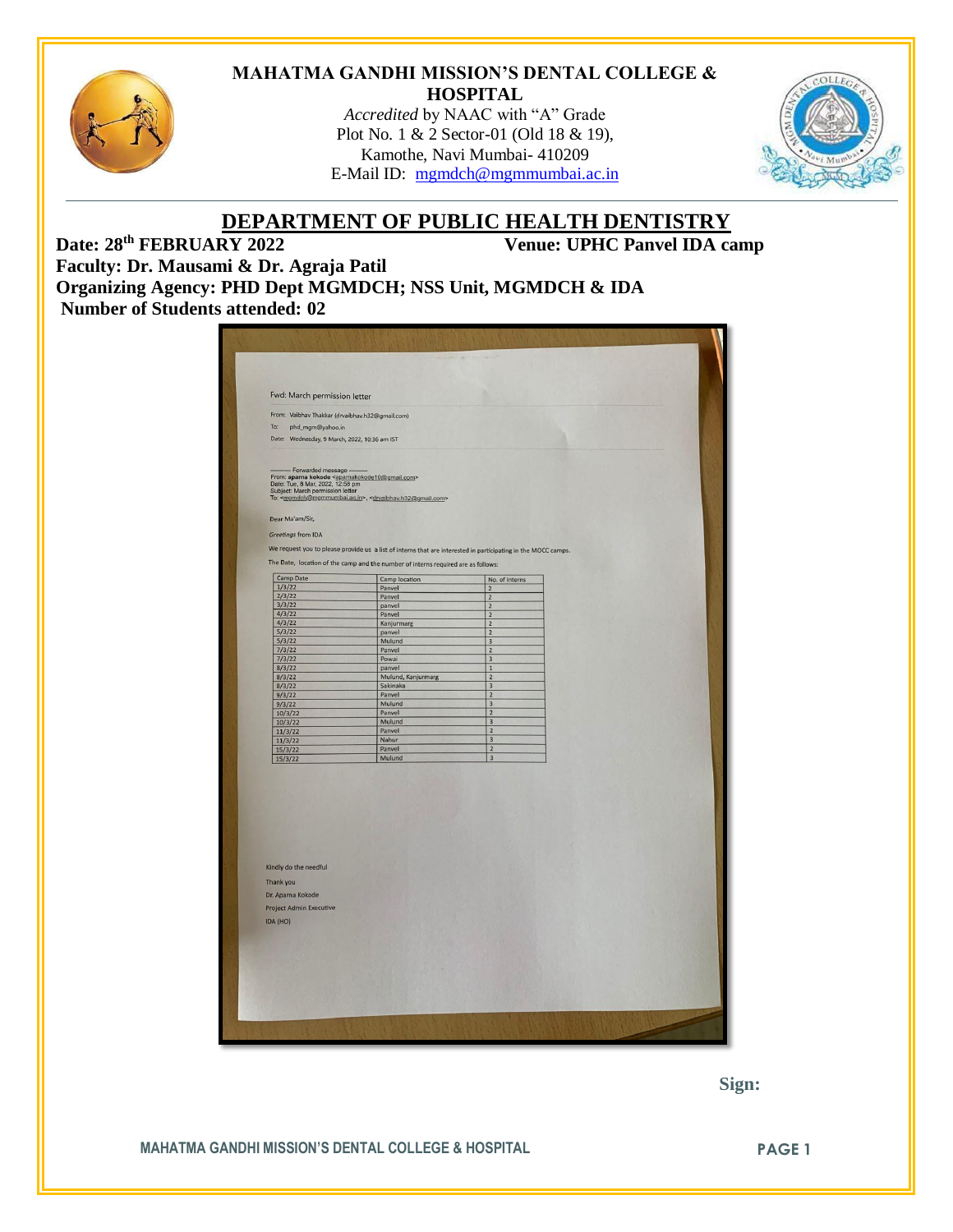# MAHATMA GANDHI MISSION'S DENTAL COLLEGE & HOSPITAL

*Accredited* by NAAC with "A" Grade
Plot No. 1 & 2 Sector-01 (Old 18 & 19),
Kamothe, Navi Mumbai- 410209
E-Mail ID: mgmdch@mgmmumbai.ac.in

## DEPARTMENT OF PUBLIC HEALTH DENTISTRY

**Date: 28th FEBRUARY 2022** **Venue: UPHC Panvel IDA camp**

**Faculty: Dr. Mausami & Dr. Agraja Patil**

**Organizing Agency: PHD Dept MGMDCH; NSS Unit, MGMDCH & IDA**

**Number of Students attended: 02**

Fwd: March permission letter

From: Vaibhav Thakkar (drvaibhav.h32@gmail.com)
To: phd_mgm@yahoo.in
Date: Wednesday, 9 March, 2022, 10:36 am IST

---------- Forwarded message ---------
From: **aparna kokode** <aparnakokode10@gmail.com>
Date: Tue, 8 Mar, 2022, 12:58 pm
Subject: March permission letter
To: <mgmdch@mgmmumbai.ac.in>, <drvaibhav.h32@gmail.com>

Dear Ma'am/Sir,

*Greetings* from IDA

We request you to please provide us a list of interns that are interested in participating in the MOCC camps.

The Date, location of the camp and the number of interns required are as follows:

| Camp Date | Camp location | No. of interns |
|---|---|---|
| 1/3/22 | Panvel | 2 |
| 2/3/22 | Panvel | 2 |
| 3/3/22 | panvel | 2 |
| 4/3/22 | Panvel | 2 |
| 4/3/22 | Kanjurmarg | 2 |
| 5/3/22 | panvel | 2 |
| 5/3/22 | Mulund | 3 |
| 7/3/22 | Panvel | 2 |
| 7/3/22 | Powai | 3 |
| 8/3/22 | panvel | 1 |
| 8/3/22 | Mulund, Kanjurmarg | 2 |
| 8/3/22 | Sakinaka | 3 |
| 9/3/22 | Panvel | 2 |
| 9/3/22 | Mulund | 3 |
| 10/3/22 | Panvel | 2 |
| 10/3/22 | Mulund | 3 |
| 11/3/22 | Panvel | 2 |
| 11/3/22 | Nahur | 3 |
| 15/3/22 | Panvel | 2 |
| 15/3/22 | Mulund | 3 |

Kindly do the needful

Thank you

Dr. Aparna Kokode

Project Admin Executive

IDA (HO)

**Sign:**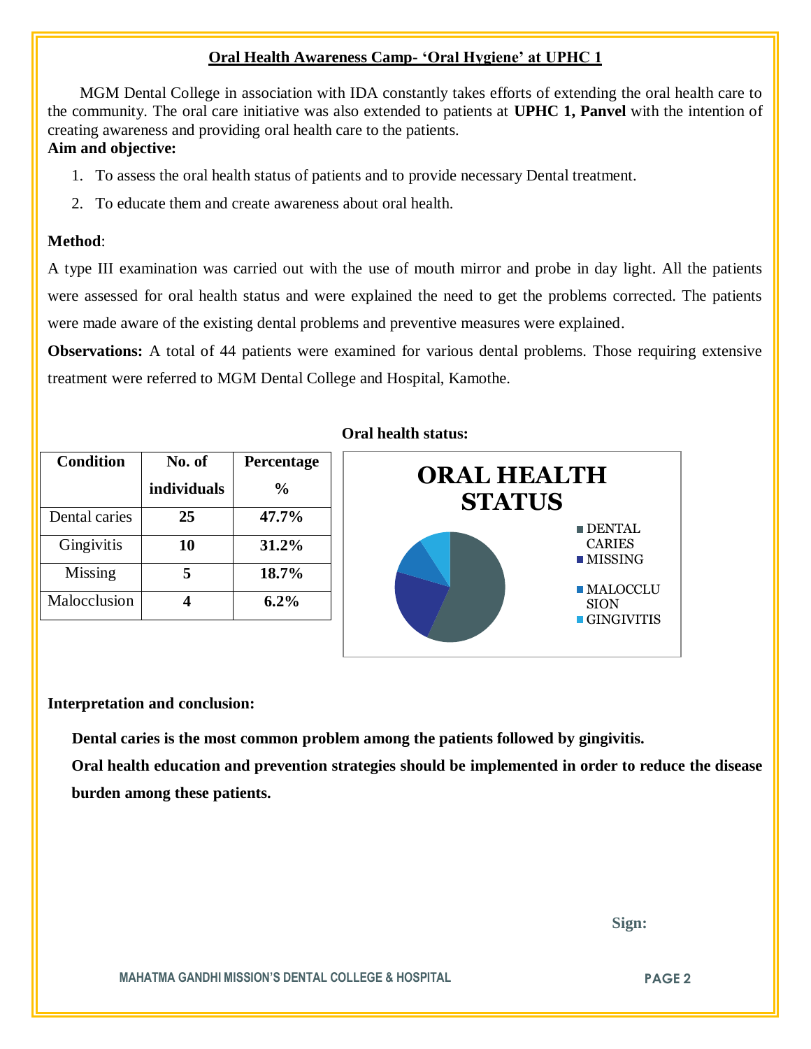# Oral Health Awareness Camp- 'Oral Hygiene' at UPHC 1

MGM Dental College in association with IDA constantly takes efforts of extending the oral health care to the community. The oral care initiative was also extended to patients at **UPHC 1, Panvel** with the intention of creating awareness and providing oral health care to the patients.

**Aim and objective:**

1. To assess the oral health status of patients and to provide necessary Dental treatment.
2. To educate them and create awareness about oral health.

**Method**:

A type III examination was carried out with the use of mouth mirror and probe in day light. All the patients were assessed for oral health status and were explained the need to get the problems corrected. The patients were made aware of the existing dental problems and preventive measures were explained.

**Observations:** A total of 44 patients were examined for various dental problems. Those requiring extensive treatment were referred to MGM Dental College and Hospital, Kamothe.

| Condition | No. of individuals | Percentage % |
|---|---|---|
| Dental caries | **25** | **47.7%** |
| Gingivitis | **10** | **31.2%** |
| Missing | **5** | **18.7%** |
| Malocclusion | **4** | **6.2%** |

**Oral health status:**

ORAL HEALTH STATUS

- DENTAL CARIES
- MISSING
- MALOCCLUSION
- GINGIVITIS

**Interpretation and conclusion:**

**Dental caries is the most common problem among the patients followed by gingivitis.**

**Oral health education and prevention strategies should be implemented in order to reduce the disease burden among these patients.**

**Sign:**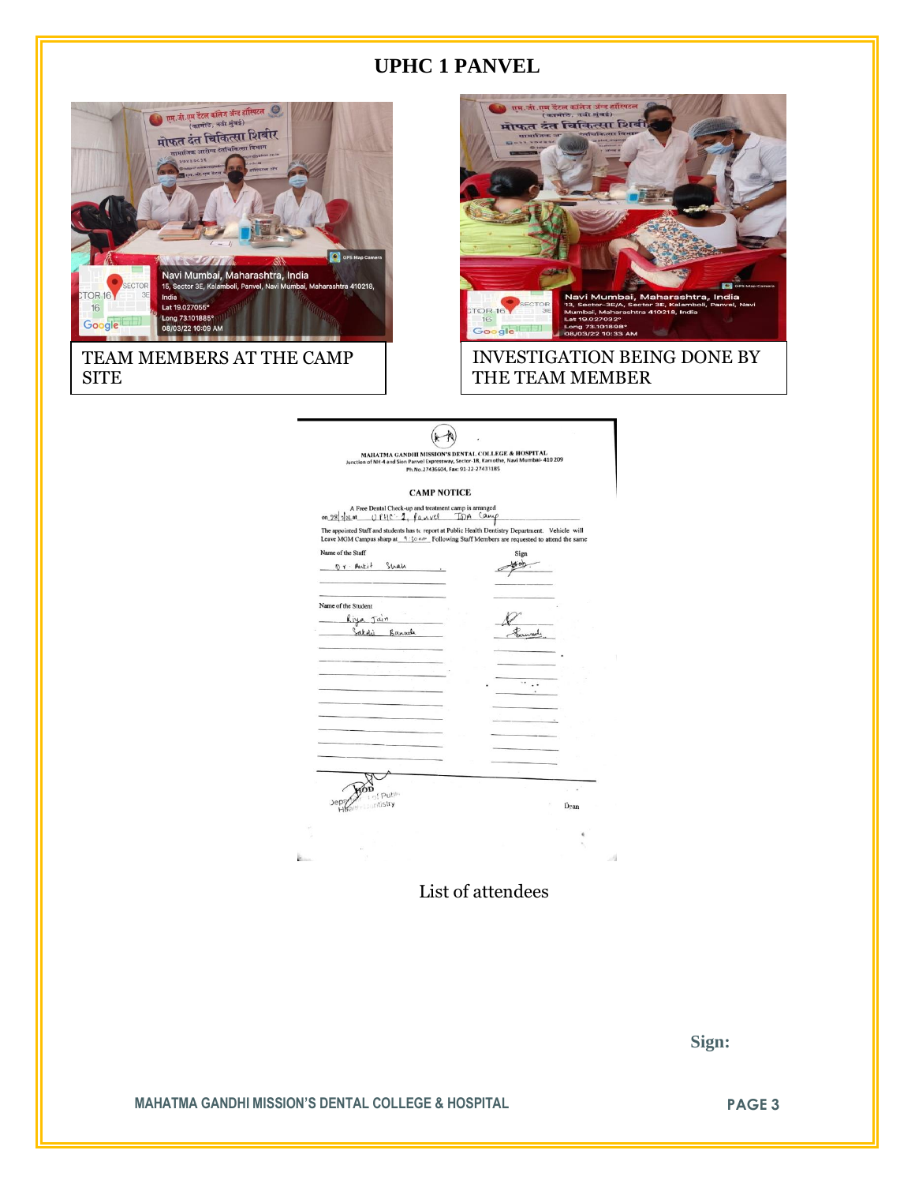# UPHC 1 PANVEL

TEAM MEMBERS AT THE CAMP SITE

INVESTIGATION BEING DONE BY THE TEAM MEMBER

List of attendees

**Sign:**